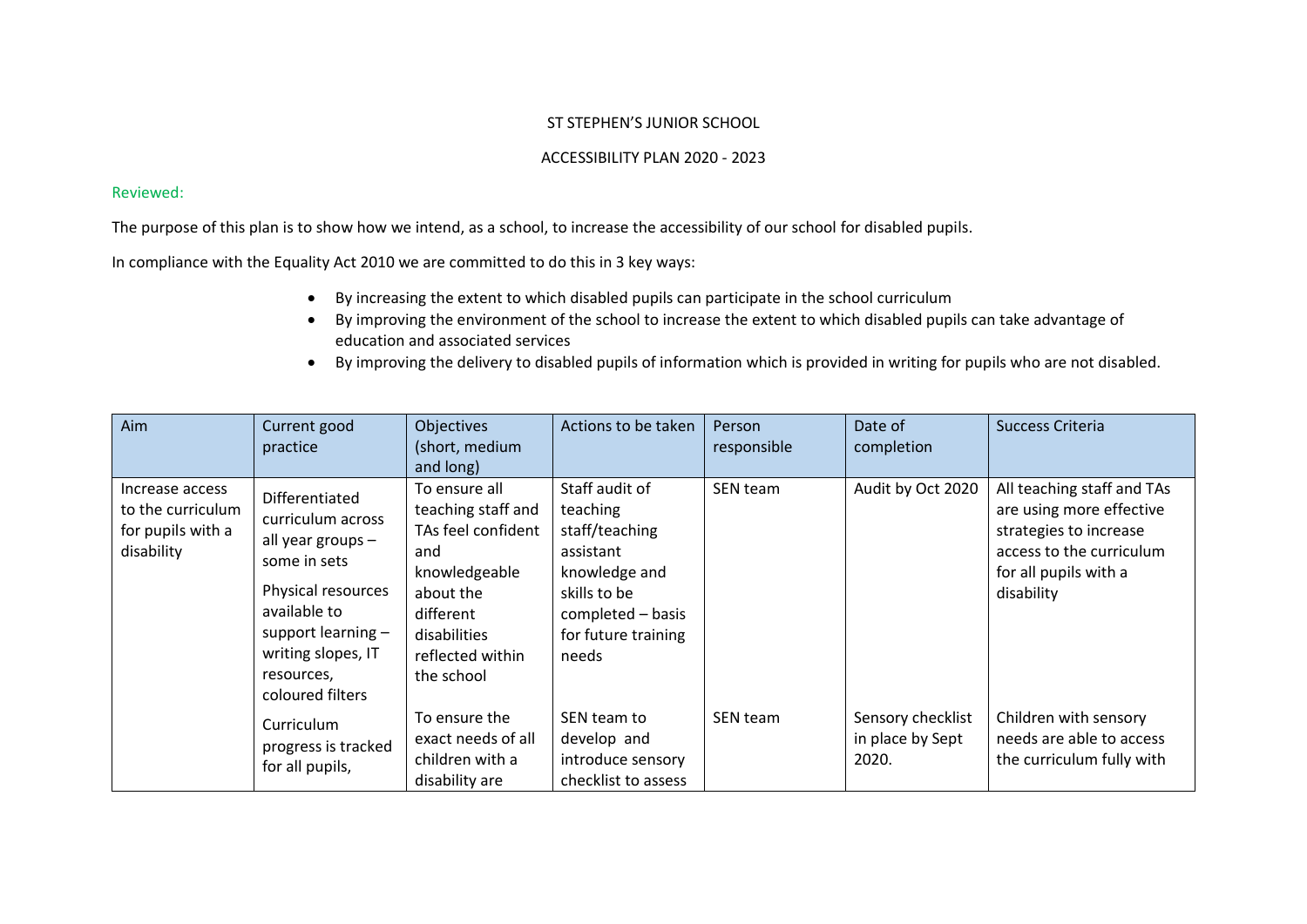ST STEPHEN'S JUNIOR SCHOOL

ACCESSIBILITY PLAN 2020 - 2023

Reviewed:

The purpose of this plan is to show how we intend, as a school, to increase the accessibility of our school for disabled pupils.

In compliance with the Equality Act 2010 we are committed to do this in 3 key ways:

- By increasing the extent to which disabled pupils can participate in the school curriculum
- By improving the environment of the school to increase the extent to which disabled pupils can take advantage of education and associated services
- By improving the delivery to disabled pupils of information which is provided in writing for pupils who are not disabled.

| Aim | Current good practice | Objectives (short, medium and long) | Actions to be taken | Person responsible | Date of completion | Success Criteria |
|---|---|---|---|---|---|---|
| Increase access to the curriculum for pupils with a disability | Differentiated curriculum across all year groups – some in sets<br><br>Physical resources available to support learning – writing slopes, IT resources, coloured filters | To ensure all teaching staff and TAs feel confident and knowledgeable about the different disabilities reflected within the school | Staff audit of teaching staff/teaching assistant knowledge and skills to be completed – basis for future training needs | SEN team | Audit by Oct 2020 | All teaching staff and TAs are using more effective strategies to increase access to the curriculum for all pupils with a disability |
| | Curriculum progress is tracked for all pupils, | To ensure the exact needs of all children with a disability are | SEN team to develop and introduce sensory checklist to assess | SEN team | Sensory checklist in place by Sept 2020. | Children with sensory needs are able to access the curriculum fully with |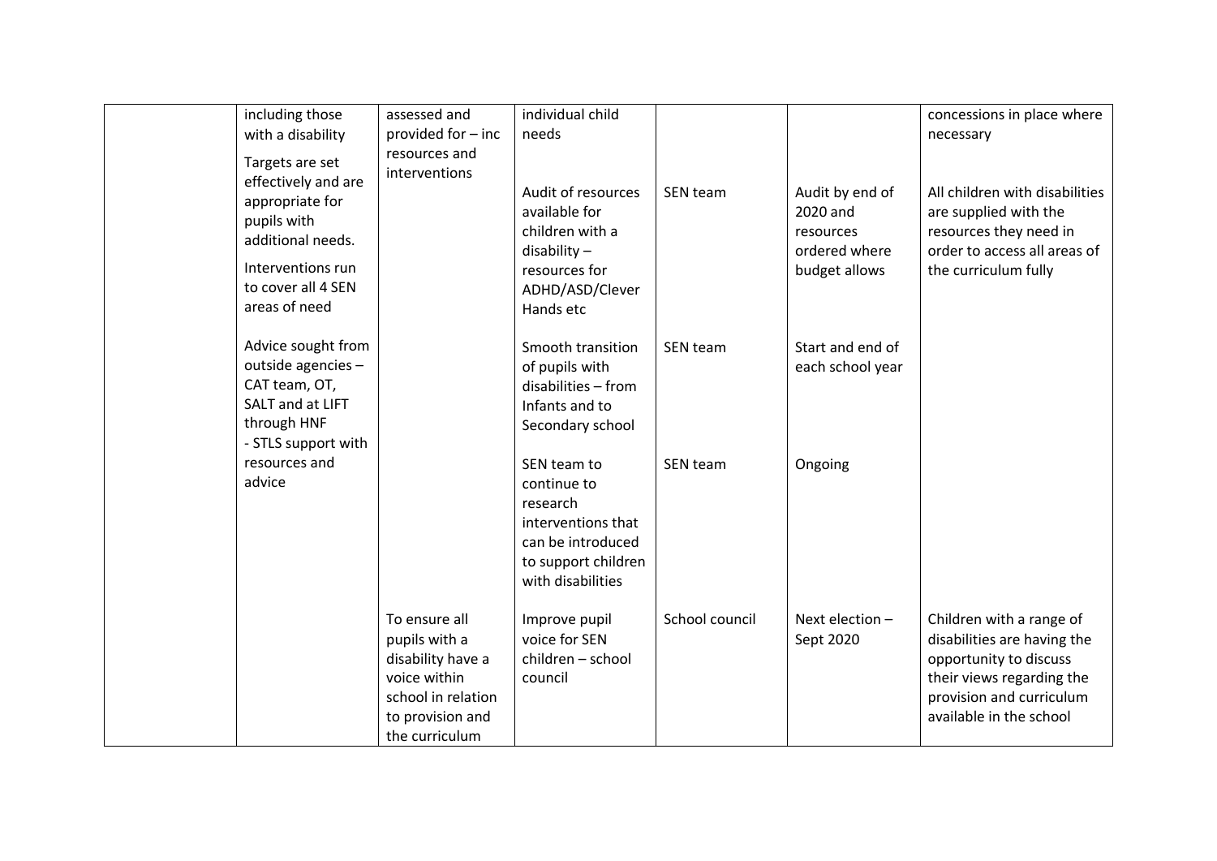|  |  |  |  |  |  |  |
|---|---|---|---|---|---|---|
|  | including those with a disability<br>Targets are set effectively and are appropriate for pupils with additional needs.<br>Interventions run to cover all 4 SEN areas of need<br><br>Advice sought from outside agencies – CAT team, OT, SALT and at LIFT through HNF<br>- STLS support with resources and advice | assessed and provided for – inc resources and interventions | individual child needs |  |  | concessions in place where necessary |
|  |  |  | Audit of resources available for children with a disability – resources for ADHD/ASD/Clever Hands etc | SEN team | Audit by end of 2020 and resources ordered where budget allows | All children with disabilities are supplied with the resources they need in order to access all areas of the curriculum fully |
|  |  |  | Smooth transition of pupils with disabilities – from Infants and to Secondary school | SEN team | Start and end of each school year |  |
|  |  |  | SEN team to continue to research interventions that can be introduced to support children with disabilities | SEN team | Ongoing |  |
|  |  | To ensure all pupils with a disability have a voice within school in relation to provision and the curriculum | Improve pupil voice for SEN children – school council | School council | Next election – Sept 2020 | Children with a range of disabilities are having the opportunity to discuss their views regarding the provision and curriculum available in the school |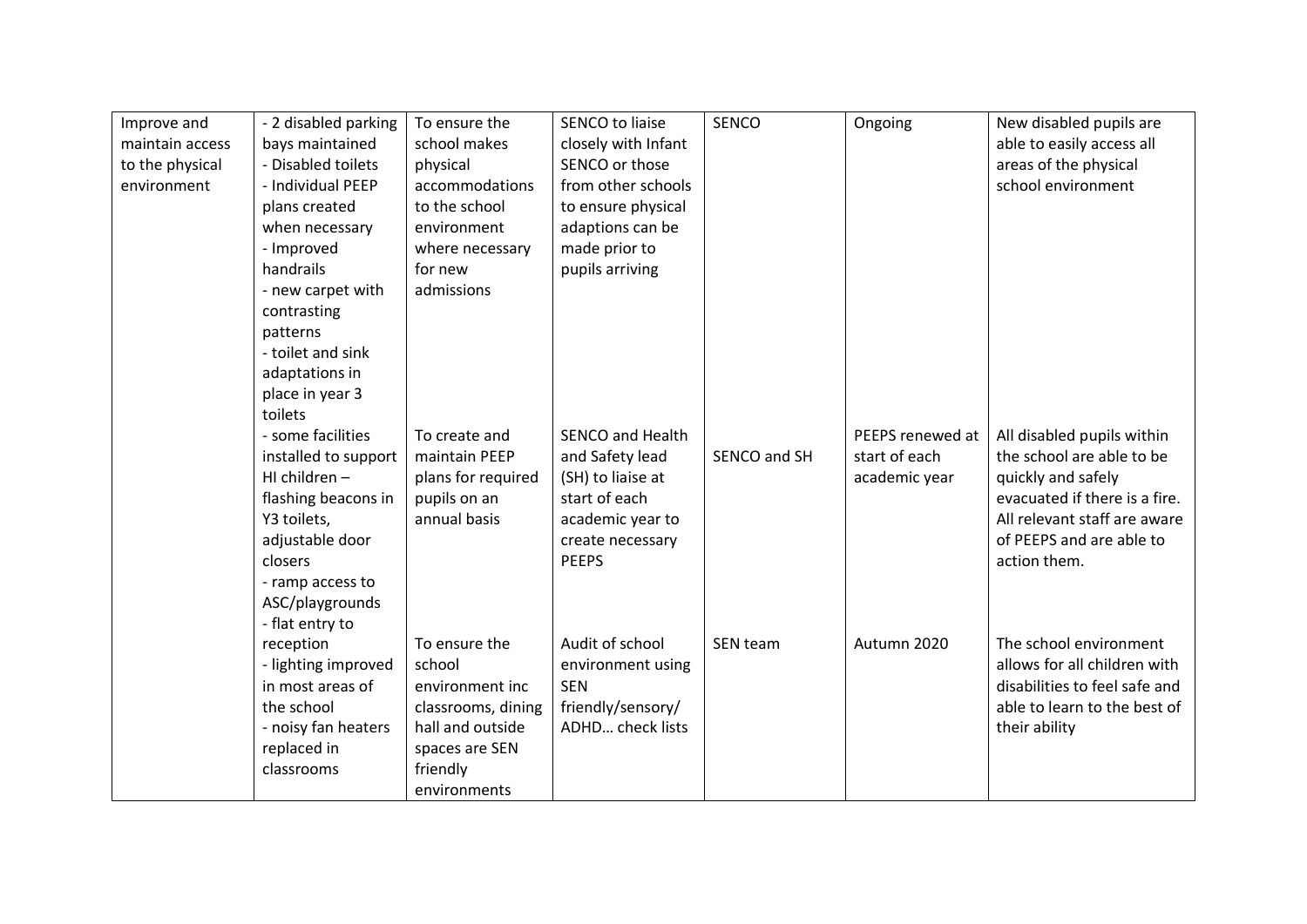| Improve and maintain access to the physical environment | - 2 disabled parking bays maintained<br>- Disabled toilets<br>- Individual PEEP plans created when necessary<br>- Improved handrails<br>- new carpet with contrasting patterns<br>- toilet and sink adaptations in place in year 3 toilets<br>- some facilities installed to support HI children – flashing beacons in Y3 toilets, adjustable door closers<br>- ramp access to ASC/playgrounds<br>- flat entry to reception<br>- lighting improved in most areas of the school<br>- noisy fan heaters replaced in classrooms | To ensure the school makes physical accommodations to the school environment where necessary for new admissions | SENCO to liaise closely with Infant SENCO or those from other schools to ensure physical adaptions can be made prior to pupils arriving | SENCO | Ongoing | New disabled pupils are able to easily access all areas of the physical school environment |
|---|---|---|---|---|---|---|
| | | To create and maintain PEEP plans for required pupils on an annual basis | SENCO and Health and Safety lead (SH) to liaise at start of each academic year to create necessary PEEPS | SENCO and SH | PEEPS renewed at start of each academic year | All disabled pupils within the school are able to be quickly and safely evacuated if there is a fire. All relevant staff are aware of PEEPS and are able to action them. |
| | | To ensure the school environment inc classrooms, dining hall and outside spaces are SEN friendly environments | Audit of school environment using SEN friendly/sensory/ ADHD… check lists | SEN team | Autumn 2020 | The school environment allows for all children with disabilities to feel safe and able to learn to the best of their ability |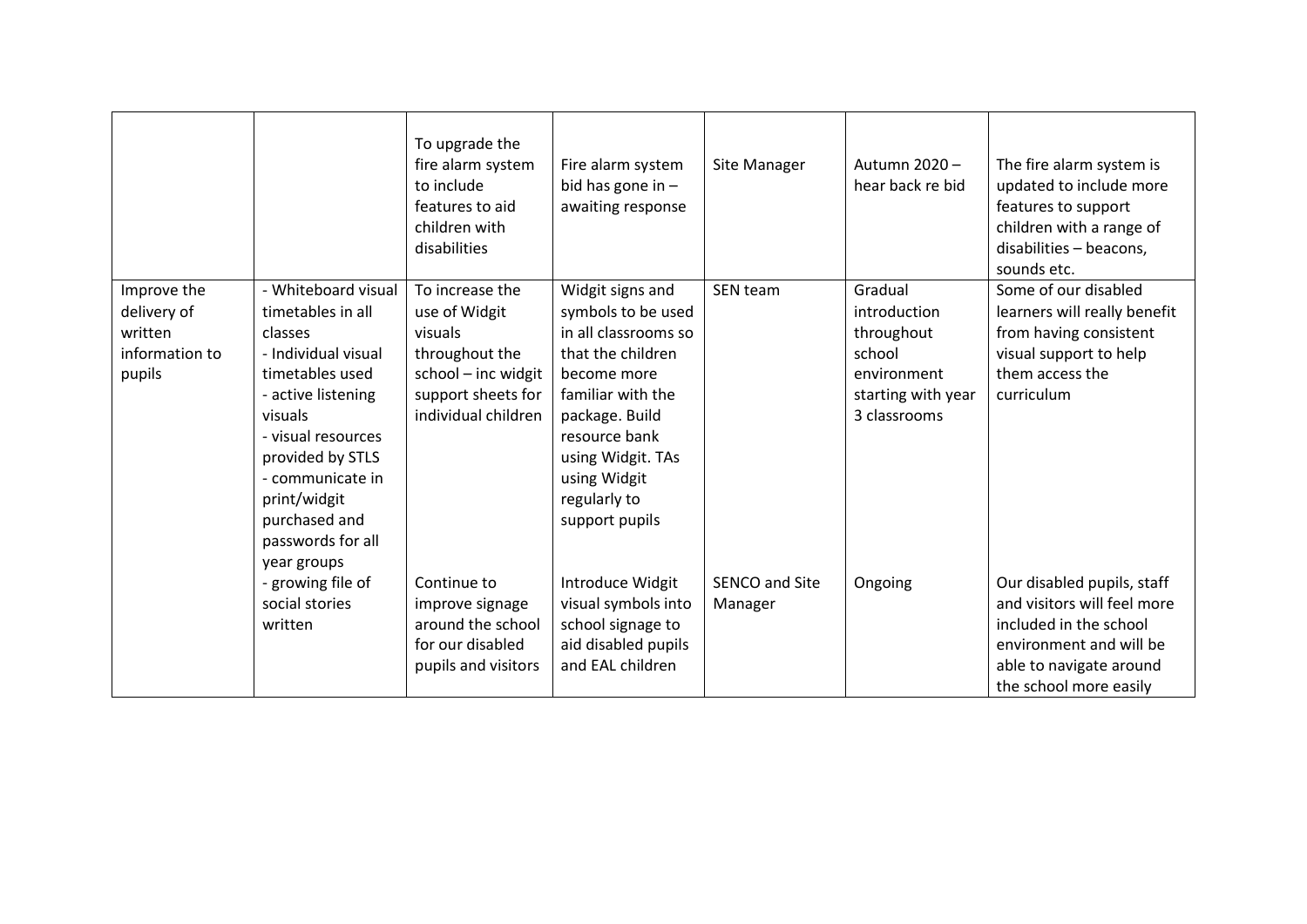| | | | | | | |
|---|---|---|---|---|---|---|
| | | To upgrade the fire alarm system to include features to aid children with disabilities | Fire alarm system bid has gone in – awaiting response | Site Manager | Autumn 2020 – hear back re bid | The fire alarm system is updated to include more features to support children with a range of disabilities – beacons, sounds etc. |
| Improve the delivery of written information to pupils | - Whiteboard visual timetables in all classes<br>- Individual visual timetables used<br>- active listening visuals<br>- visual resources provided by STLS<br>- communicate in print/widgit purchased and passwords for all year groups<br>- growing file of social stories written | To increase the use of Widgit visuals throughout the school – inc widgit support sheets for individual children | Widgit signs and symbols to be used in all classrooms so that the children become more familiar with the package. Build resource bank using Widgit. TAs using Widgit regularly to support pupils | SEN team | Gradual introduction throughout school environment starting with year 3 classrooms | Some of our disabled learners will really benefit from having consistent visual support to help them access the curriculum |
| | | Continue to improve signage around the school for our disabled pupils and visitors | Introduce Widgit visual symbols into school signage to aid disabled pupils and EAL children | SENCO and Site Manager | Ongoing | Our disabled pupils, staff and visitors will feel more included in the school environment and will be able to navigate around the school more easily |